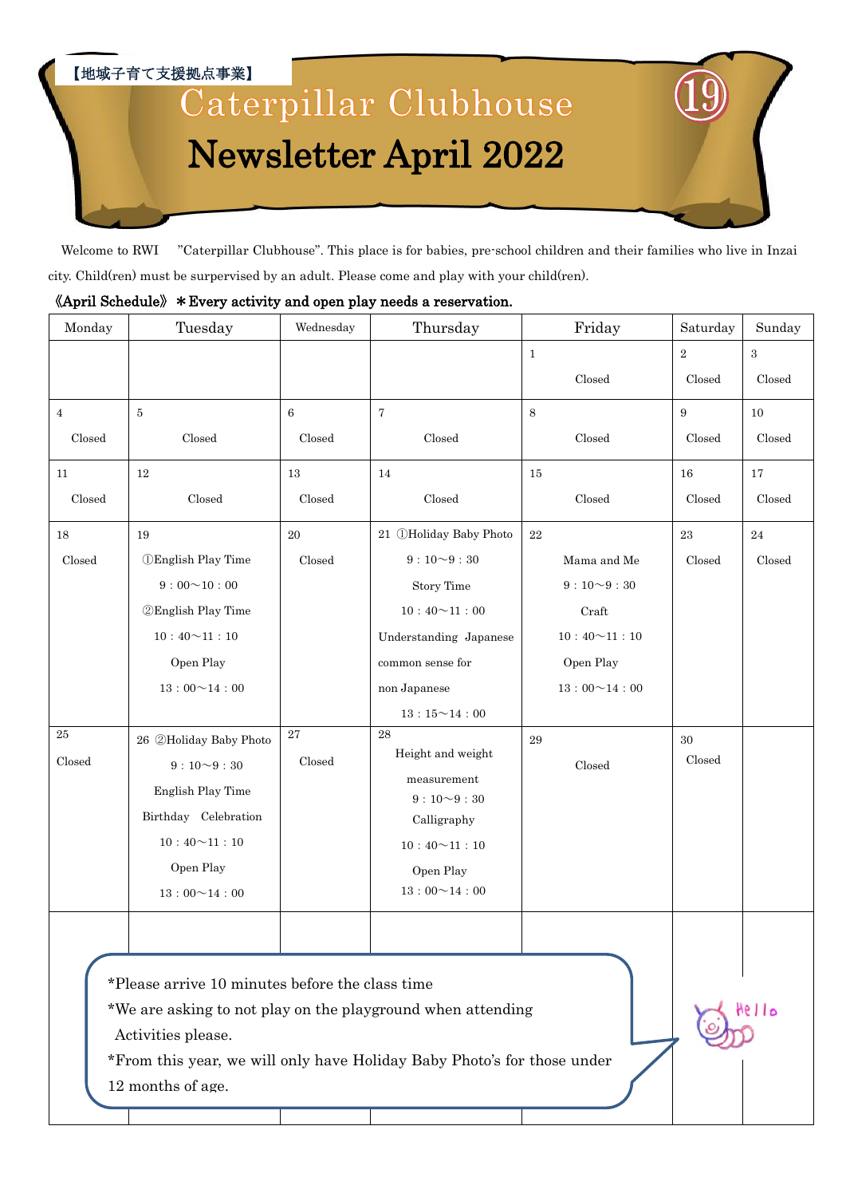【地域子育て支援拠点事業】

# Caterpillar Clubhouse

# Newsletter April 2022

⑲

Welcome to RWI "Caterpillar Clubhouse". This place is for babies, pre-school children and their families who live in Inzai city. Child(ren) must be surpervised by an adult. Please come and play with your child(ren).

**《April Schedule》 ＊Every activity and open play needs a reservation.**

| Monday | Tuesday | Wednesday | Thursday | Friday | Saturday | Sunday |
|---|---|---|---|---|---|---|
| | | | | 1<br>Closed | 2<br>Closed | 3<br>Closed |
| 4<br>Closed | 5<br>Closed | 6<br>Closed | 7<br>Closed | 8<br>Closed | 9<br>Closed | 10<br>Closed |
| 11<br>Closed | 12<br>Closed | 13<br>Closed | 14<br>Closed | 15<br>Closed | 16<br>Closed | 17<br>Closed |
| 18<br>Closed | 19<br>①English Play Time<br>9：00～10：00<br>②English Play Time<br>10：40～11：10<br>Open Play<br>13：00～14：00 | 20<br>Closed | 21 ①Holiday Baby Photo<br>9：10～9：30<br>Story Time<br>10：40～11：00<br>Understanding Japanese common sense for non Japanese<br>13：15～14：00 | 22<br>Mama and Me<br>9：10～9：30<br>Craft<br>10：40～11：10<br>Open Play<br>13：00～14：00 | 23<br>Closed | 24<br>Closed |
| 25<br>Closed | 26 ②Holiday Baby Photo<br>9：10～9：30<br>English Play Time<br>Birthday Celebration<br>10：40～11：10<br>Open Play<br>13：00～14：00 | 27<br>Closed | 28<br>Height and weight measurement<br>9：10～9：30<br>Calligraphy<br>10：40～11：10<br>Open Play<br>13：00～14：00 | 29<br>Closed | 30<br>Closed | |

*Please arrive 10 minutes before the class time
*We are asking to not play on the playground when attending Activities please.
*From this year, we will only have Holiday Baby Photo's for those under 12 months of age.

Hello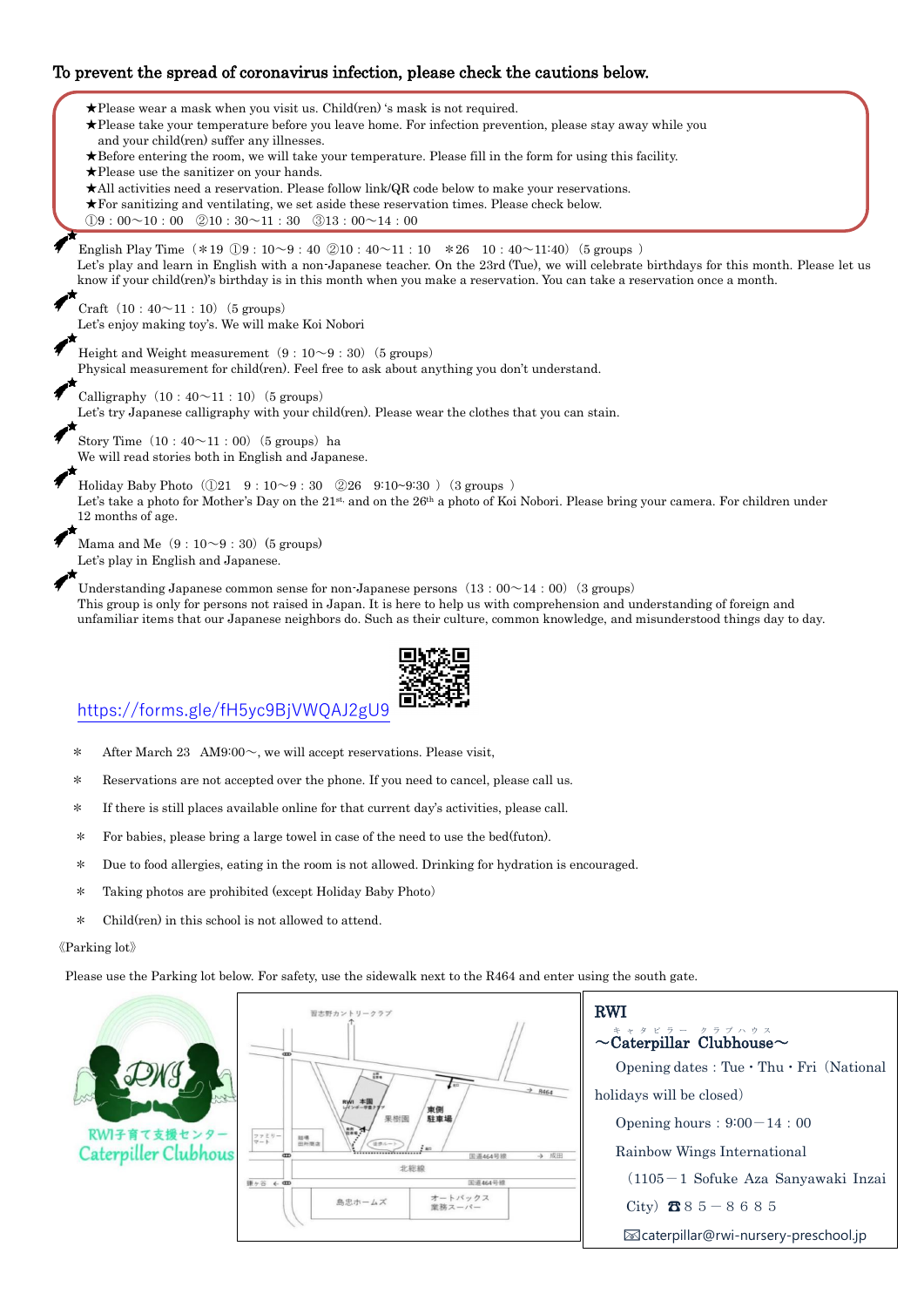## To prevent the spread of coronavirus infection, please check the cautions below.

★Please wear a mask when you visit us. Child(ren) 's mask is not required.
★Please take your temperature before you leave home. For infection prevention, please stay away while you and your child(ren) suffer any illnesses.
★Before entering the room, we will take your temperature. Please fill in the form for using this facility.
★Please use the sanitizer on your hands.
★All activities need a reservation. Please follow link/QR code below to make your reservations.
★For sanitizing and ventilating, we set aside these reservation times. Please check below.
①9：00～10：00　②10：30～11：30　③13：00～14：00

English Play Time（＊19 ①9：10～9：40 ②10：40～11：10　＊26　10：40～11:40）(5 groups）
Let's play and learn in English with a non-Japanese teacher. On the 23rd (Tue), we will celebrate birthdays for this month. Please let us know if your child(ren)'s birthday is in this month when you make a reservation. You can take a reservation once a month.

Craft（10：40～11：10）(5 groups)
Let's enjoy making toy's. We will make Koi Nobori

Height and Weight measurement（9：10～9：30）(5 groups)
Physical measurement for child(ren). Feel free to ask about anything you don't understand.

Calligraphy（10：40～11：10）(5 groups)
Let's try Japanese calligraphy with your child(ren). Please wear the clothes that you can stain.

Story Time（10：40～11：00）(5 groups）ha
We will read stories both in English and Japanese.

Holiday Baby Photo（①21　9：10～9：30　②26　9:10~9:30 ）(3 groups ）
Let's take a photo for Mother's Day on the 21st, and on the 26th a photo of Koi Nobori. Please bring your camera. For children under 12 months of age.

Mama and Me（9：10～9：30）(5 groups)
Let's play in English and Japanese.

Understanding Japanese common sense for non-Japanese persons（13：00～14：00）(3 groups)
This group is only for persons not raised in Japan. It is here to help us with comprehension and understanding of foreign and unfamiliar items that our Japanese neighbors do. Such as their culture, common knowledge, and misunderstood things day to day.

https://forms.gle/fH5yc9BjVWQAJ2gU9

＊　After March 23　AM9:00～, we will accept reservations. Please visit,

＊　Reservations are not accepted over the phone. If you need to cancel, please call us.

＊　If there is still places available online for that current day's activities, please call.

＊　For babies, please bring a large towel in case of the need to use the bed(futon).

＊　Due to food allergies, eating in the room is not allowed. Drinking for hydration is encouraged.

＊　Taking photos are prohibited (except Holiday Baby Photo)

＊　Child(ren) in this school is not allowed to attend.

《Parking lot》

Please use the Parking lot below. For safety, use the sidewalk next to the R464 and enter using the south gate.

RWI子育て支援センター
Caterpiller Clubhous

**RWI**
**～Caterpillar Clubhouse～**
Opening dates : Tue・Thu・Fri（National holidays will be closed）
Opening hours：9:00－14：00
Rainbow Wings International
（1105－1 Sofuke Aza Sanyawaki Inzai City）☎８５－８６８５
✉caterpillar@rwi-nursery-preschool.jp